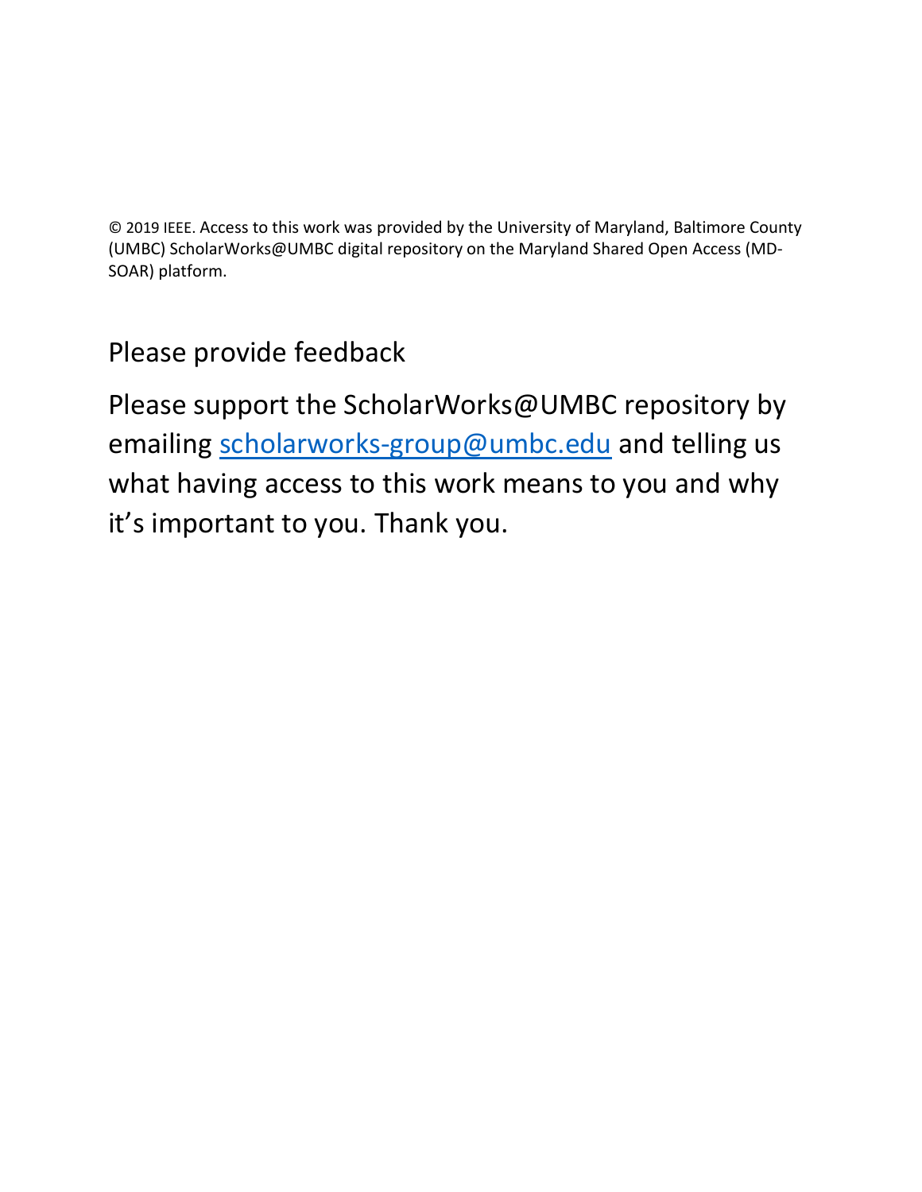© 2019 IEEE. Access to this work was provided by the University of Maryland, Baltimore County (UMBC) ScholarWorks@UMBC digital repository on the Maryland Shared Open Access (MD-SOAR) platform.

## Please provide feedback

Please support the ScholarWorks@UMBC repository by emailing [scholarworks-group@umbc.edu](mailto:scholarworks-group@umbc.edu) and telling us what having access to this work means to you and why it's important to you. Thank you.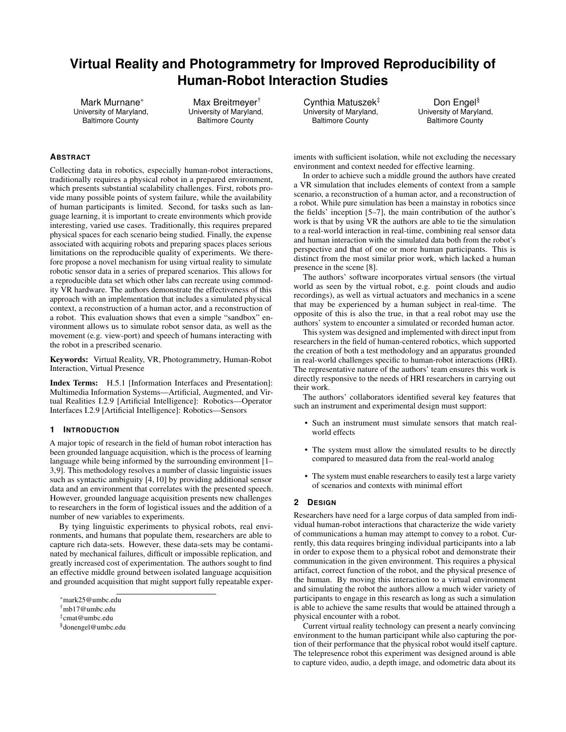# Virtual Reality and Photogrammetry for Improved Reproducibility of Human-Robot Interaction Studies

Mark Murnane[*]
University of Maryland, Baltimore County

Max Breitmeyer[†]
University of Maryland, Baltimore County

Cynthia Matuszek[‡]
University of Maryland, Baltimore County

Don Engel[§]
University of Maryland, Baltimore County

## Abstract

Collecting data in robotics, especially human-robot interactions, traditionally requires a physical robot in a prepared environment, which presents substantial scalability challenges. First, robots provide many possible points of system failure, while the availability of human participants is limited. Second, for tasks such as language learning, it is important to create environments which provide interesting, varied use cases. Traditionally, this requires prepared physical spaces for each scenario being studied. Finally, the expense associated with acquiring robots and preparing spaces places serious limitations on the reproducible quality of experiments. We therefore propose a novel mechanism for using virtual reality to simulate robotic sensor data in a series of prepared scenarios. This allows for a reproducible data set which other labs can recreate using commodity VR hardware. The authors demonstrate the effectiveness of this approach with an implementation that includes a simulated physical context, a reconstruction of a human actor, and a reconstruction of a robot. This evaluation shows that even a simple "sandbox" environment allows us to simulate robot sensor data, as well as the movement (e.g. view-port) and speech of humans interacting with the robot in a prescribed scenario.

**Keywords:** Virtual Reality, VR, Photogrammetry, Human-Robot Interaction, Virtual Presence

**Index Terms:** H.5.1 [Information Interfaces and Presentation]: Multimedia Information Systems—Artificial, Augmented, and Virtual Realities I.2.9 [Artificial Intelligence]: Robotics—Operator Interfaces I.2.9 [Artificial Intelligence]: Robotics—Sensors

## 1 Introduction

A major topic of research in the field of human robot interaction has been grounded language acquisition, which is the process of learning language while being informed by the surrounding environment [1–3,9]. This methodology resolves a number of classic linguistic issues such as syntactic ambiguity [4, 10] by providing additional sensor data and an environment that correlates with the presented speech. However, grounded language acquisition presents new challenges to researchers in the form of logistical issues and the addition of a number of new variables to experiments.

By tying linguistic experiments to physical robots, real environments, and humans that populate them, researchers are able to capture rich data-sets. However, these data-sets may be contaminated by mechanical failures, difficult or impossible replication, and greatly increased cost of experimentation. The authors sought to find an effective middle ground between isolated language acquisition and grounded acquisition that might support fully repeatable experiments with sufficient isolation, while not excluding the necessary environment and context needed for effective learning.

In order to achieve such a middle ground the authors have created a VR simulation that includes elements of context from a sample scenario, a reconstruction of a human actor, and a reconstruction of a robot. While pure simulation has been a mainstay in robotics since the fields' inception [5–7], the main contribution of the author's work is that by using VR the authors are able to tie the simulation to a real-world interaction in real-time, combining real sensor data and human interaction with the simulated data both from the robot's perspective and that of one or more human participants. This is distinct from the most similar prior work, which lacked a human presence in the scene [8].

The authors' software incorporates virtual sensors (the virtual world as seen by the virtual robot, e.g. point clouds and audio recordings), as well as virtual actuators and mechanics in a scene that may be experienced by a human subject in real-time. The opposite of this is also the true, in that a real robot may use the authors' system to encounter a simulated or recorded human actor.

This system was designed and implemented with direct input from researchers in the field of human-centered robotics, which supported the creation of both a test methodology and an apparatus grounded in real-world challenges specific to human-robot interactions (HRI). The representative nature of the authors' team ensures this work is directly responsive to the needs of HRI researchers in carrying out their work.

The authors' collaborators identified several key features that such an instrument and experimental design must support:

- Such an instrument must simulate sensors that match real-world effects
- The system must allow the simulated results to be directly compared to measured data from the real-world analog
- The system must enable researchers to easily test a large variety of scenarios and contexts with minimal effort

## 2 Design

Researchers have need for a large corpus of data sampled from individual human-robot interactions that characterize the wide variety of communications a human may attempt to convey to a robot. Currently, this data requires bringing individual participants into a lab in order to expose them to a physical robot and demonstrate their communication in the given environment. This requires a physical artifact, correct function of the robot, and the physical presence of the human. By moving this interaction to a virtual environment and simulating the robot the authors allow a much wider variety of participants to engage in this research as long as such a simulation is able to achieve the same results that would be attained through a physical encounter with a robot.

Current virtual reality technology can present a nearly convincing environment to the human participant while also capturing the portion of their performance that the physical robot would itself capture. The telepresence robot this experiment was designed around is able to capture video, audio, a depth image, and odometric data about its

[*]mark25@umbc.edu
[†]mb17@umbc.edu
[‡]cmat@umbc.edu
[§]donengel@umbc.edu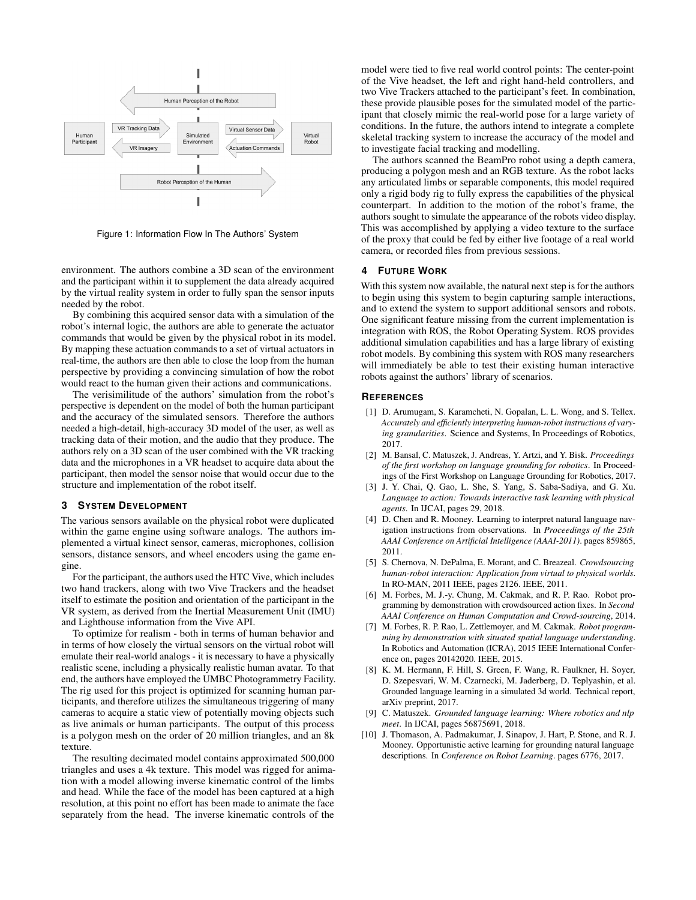Human Perception of the Robot

Human Participant

VR Tracking Data

VR Imagery

Simulated Environment

Virtual Sensor Data

Actuation Commands

Virtual Robot

Robot Perception of the Human

Figure 1: Information Flow In The Authors' System

environment. The authors combine a 3D scan of the environment and the participant within it to supplement the data already acquired by the virtual reality system in order to fully span the sensor inputs needed by the robot.

By combining this acquired sensor data with a simulation of the robot's internal logic, the authors are able to generate the actuator commands that would be given by the physical robot in its model. By mapping these actuation commands to a set of virtual actuators in real-time, the authors are then able to close the loop from the human perspective by providing a convincing simulation of how the robot would react to the human given their actions and communications.

The verisimilitude of the authors' simulation from the robot's perspective is dependent on the model of both the human participant and the accuracy of the simulated sensors. Therefore the authors needed a high-detail, high-accuracy 3D model of the user, as well as tracking data of their motion, and the audio that they produce. The authors rely on a 3D scan of the user combined with the VR tracking data and the microphones in a VR headset to acquire data about the participant, then model the sensor noise that would occur due to the structure and implementation of the robot itself.

## 3 System Development

The various sensors available on the physical robot were duplicated within the game engine using software analogs. The authors implemented a virtual kinect sensor, cameras, microphones, collision sensors, distance sensors, and wheel encoders using the game engine.

For the participant, the authors used the HTC Vive, which includes two hand trackers, along with two Vive Trackers and the headset itself to estimate the position and orientation of the participant in the VR system, as derived from the Inertial Measurement Unit (IMU) and Lighthouse information from the Vive API.

To optimize for realism - both in terms of human behavior and in terms of how closely the virtual sensors on the virtual robot will emulate their real-world analogs - it is necessary to have a physically realistic scene, including a physically realistic human avatar. To that end, the authors have employed the UMBC Photogrammetry Facility. The rig used for this project is optimized for scanning human participants, and therefore utilizes the simultaneous triggering of many cameras to acquire a static view of potentially moving objects such as live animals or human participants. The output of this process is a polygon mesh on the order of 20 million triangles, and an 8k texture.

The resulting decimated model contains approximated 500,000 triangles and uses a 4k texture. This model was rigged for animation with a model allowing inverse kinematic control of the limbs and head. While the face of the model has been captured at a high resolution, at this point no effort has been made to animate the face separately from the head. The inverse kinematic controls of the model were tied to five real world control points: The center-point of the Vive headset, the left and right hand-held controllers, and two Vive Trackers attached to the participant's feet. In combination, these provide plausible poses for the simulated model of the participant that closely mimic the real-world pose for a large variety of conditions. In the future, the authors intend to integrate a complete skeletal tracking system to increase the accuracy of the model and to investigate facial tracking and modelling.

The authors scanned the BeamPro robot using a depth camera, producing a polygon mesh and an RGB texture. As the robot lacks any articulated limbs or separable components, this model required only a rigid body rig to fully express the capabilities of the physical counterpart. In addition to the motion of the robot's frame, the authors sought to simulate the appearance of the robots video display. This was accomplished by applying a video texture to the surface of the proxy that could be fed by either live footage of a real world camera, or recorded files from previous sessions.

## 4 Future Work

With this system now available, the natural next step is for the authors to begin using this system to begin capturing sample interactions, and to extend the system to support additional sensors and robots. One significant feature missing from the current implementation is integration with ROS, the Robot Operating System. ROS provides additional simulation capabilities and has a large library of existing robot models. By combining this system with ROS many researchers will immediately be able to test their existing human interactive robots against the authors' library of scenarios.

## References

[1] D. Arumugam, S. Karamcheti, N. Gopalan, L. L. Wong, and S. Tellex. *Accurately and efficiently interpreting human-robot instructions of varying granularities*. Science and Systems, In Proceedings of Robotics, 2017.

[2] M. Bansal, C. Matuszek, J. Andreas, Y. Artzi, and Y. Bisk. *Proceedings of the first workshop on language grounding for robotics*. In Proceedings of the First Workshop on Language Grounding for Robotics, 2017.

[3] J. Y. Chai, Q. Gao, L. She, S. Yang, S. Saba-Sadiya, and G. Xu. *Language to action: Towards interactive task learning with physical agents*. In IJCAI, pages 29, 2018.

[4] D. Chen and R. Mooney. Learning to interpret natural language navigation instructions from observations. In *Proceedings of the 25th AAAI Conference on Artificial Intelligence (AAAI-2011)*. pages 859865, 2011.

[5] S. Chernova, N. DePalma, E. Morant, and C. Breazeal. *Crowdsourcing human-robot interaction: Application from virtual to physical worlds*. In RO-MAN, 2011 IEEE, pages 2126. IEEE, 2011.

[6] M. Forbes, M. J.-y. Chung, M. Cakmak, and R. P. Rao. Robot programming by demonstration with crowdsourced action fixes. In *Second AAAI Conference on Human Computation and Crowd-sourcing*, 2014.

[7] M. Forbes, R. P. Rao, L. Zettlemoyer, and M. Cakmak. *Robot programming by demonstration with situated spatial language understanding*. In Robotics and Automation (ICRA), 2015 IEEE International Conference on, pages 20142020. IEEE, 2015.

[8] K. M. Hermann, F. Hill, S. Green, F. Wang, R. Faulkner, H. Soyer, D. Szepesvari, W. M. Czarnecki, M. Jaderberg, D. Teplyashin, et al. Grounded language learning in a simulated 3d world. Technical report, arXiv preprint, 2017.

[9] C. Matuszek. *Grounded language learning: Where robotics and nlp meet*. In IJCAI, pages 56875691, 2018.

[10] J. Thomason, A. Padmakumar, J. Sinapov, J. Hart, P. Stone, and R. J. Mooney. Opportunistic active learning for grounding natural language descriptions. In *Conference on Robot Learning*. pages 6776, 2017.